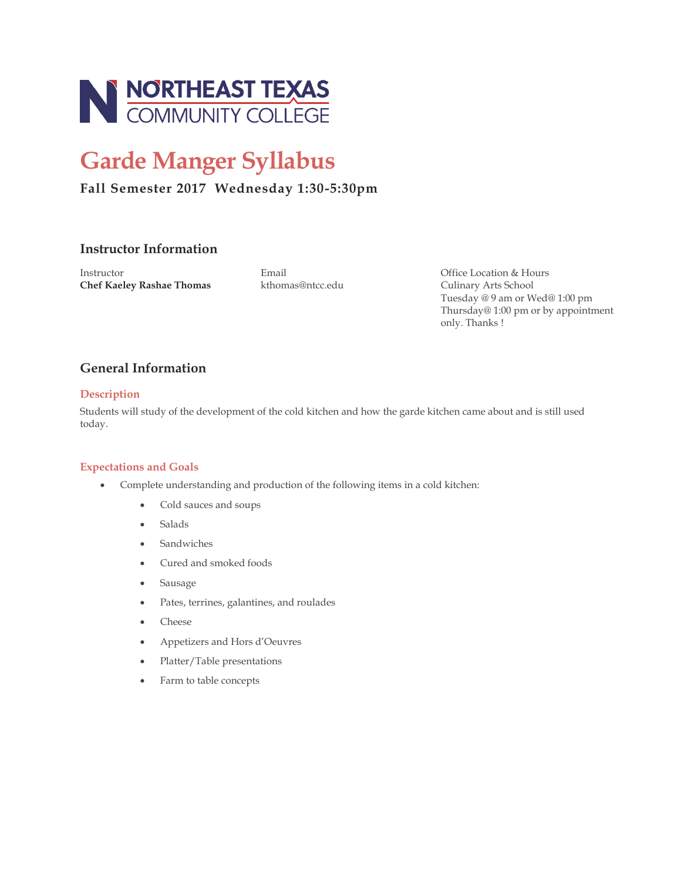NORTHEAST TEXAS COMMUNITY COLLEGE

# Garde Manger Syllabus

**Fall Semester 2017 Wednesday 1:30-5:30pm**

## Instructor Information

Instructor
**Chef Kaeley Rashae Thomas**

Email
kthomas@ntcc.edu

Office Location & Hours
Culinary Arts School
Tuesday @ 9 am or Wed@ 1:00 pm
Thursday@ 1:00 pm or by appointment only. Thanks !

## General Information

### Description

Students will study of the development of the cold kitchen and how the garde kitchen came about and is still used today.

### Expectations and Goals

- Complete understanding and production of the following items in a cold kitchen:
    - Cold sauces and soups
    - Salads
    - Sandwiches
    - Cured and smoked foods
    - Sausage
    - Pates, terrines, galantines, and roulades
    - Cheese
    - Appetizers and Hors d'Oeuvres
    - Platter/Table presentations
    - Farm to table concepts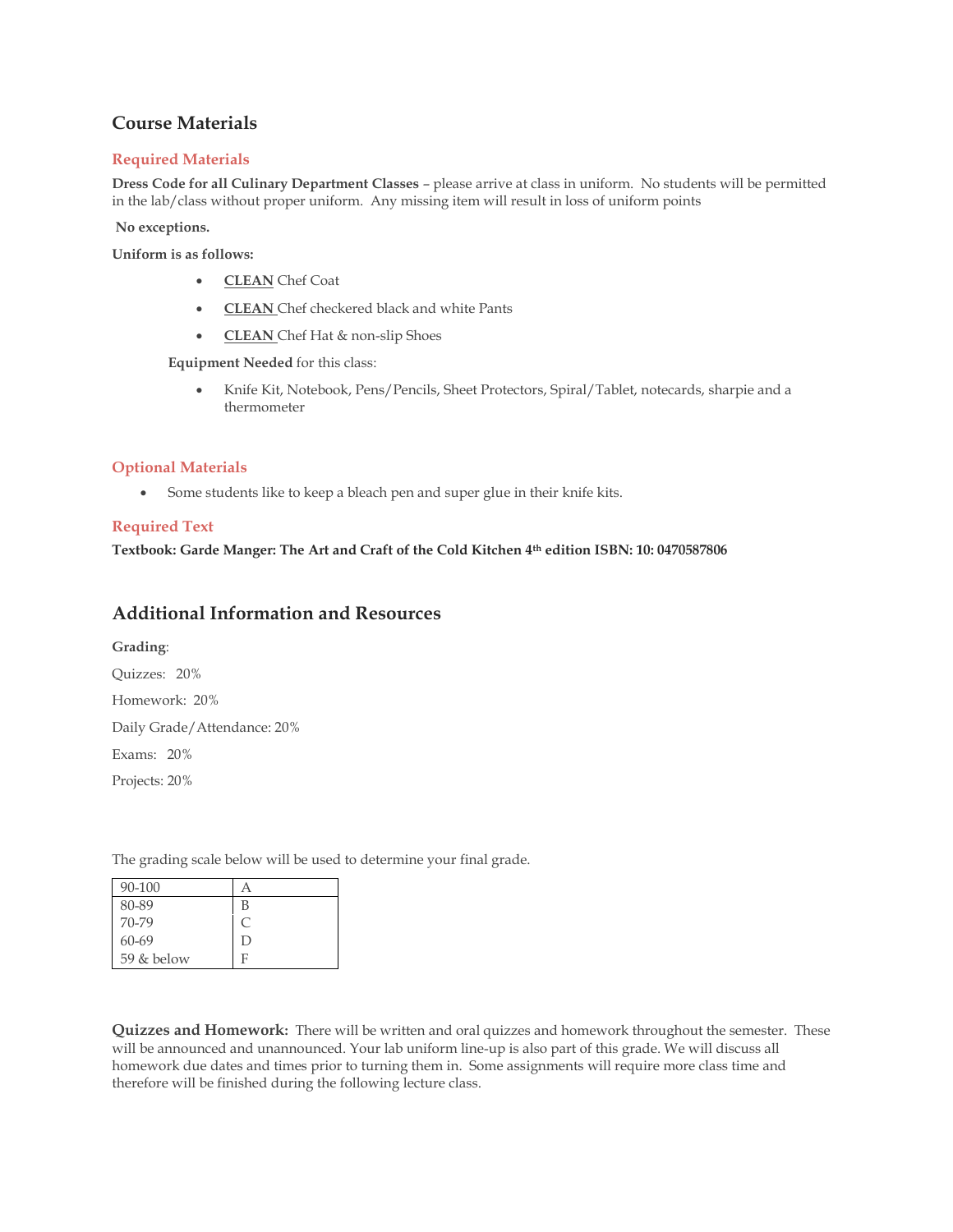## Course Materials

### Required Materials

**Dress Code for all Culinary Department Classes** – please arrive at class in uniform. No students will be permitted in the lab/class without proper uniform. Any missing item will result in loss of uniform points

**No exceptions.**

**Uniform is as follows:**

- **<u>CLEAN</u>** Chef Coat
- **<u>CLEAN</u>** Chef checkered black and white Pants
- **<u>CLEAN</u>** Chef Hat & non-slip Shoes

**Equipment Needed** for this class:

- Knife Kit, Notebook, Pens/Pencils, Sheet Protectors, Spiral/Tablet, notecards, sharpie and a thermometer

### Optional Materials

- Some students like to keep a bleach pen and super glue in their knife kits.

### Required Text

**Textbook: Garde Manger: The Art and Craft of the Cold Kitchen 4th edition ISBN: 10: 0470587806**

## Additional Information and Resources

**Grading**:

Quizzes: 20%

Homework: 20%

Daily Grade/Attendance: 20%

Exams: 20%

Projects: 20%

The grading scale below will be used to determine your final grade.

| 90-100 | A |
|---|---|
| 80-89 | B |
| 70-79 | C |
| 60-69 | D |
| 59 & below | F |

**Quizzes and Homework:** There will be written and oral quizzes and homework throughout the semester. These will be announced and unannounced. Your lab uniform line-up is also part of this grade. We will discuss all homework due dates and times prior to turning them in. Some assignments will require more class time and therefore will be finished during the following lecture class.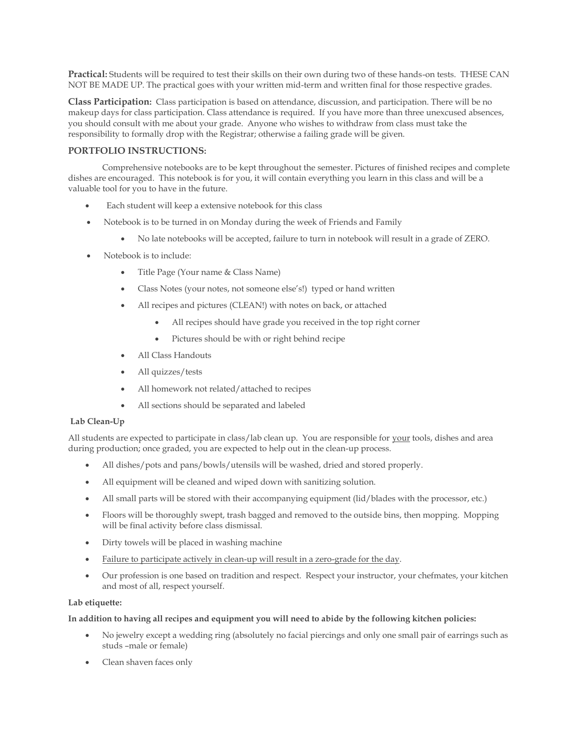**Practical:** Students will be required to test their skills on their own during two of these hands-on tests. THESE CAN NOT BE MADE UP. The practical goes with your written mid-term and written final for those respective grades.

**Class Participation:** Class participation is based on attendance, discussion, and participation. There will be no makeup days for class participation. Class attendance is required. If you have more than three unexcused absences, you should consult with me about your grade. Anyone who wishes to withdraw from class must take the responsibility to formally drop with the Registrar; otherwise a failing grade will be given.

**PORTFOLIO INSTRUCTIONS:**

Comprehensive notebooks are to be kept throughout the semester. Pictures of finished recipes and complete dishes are encouraged. This notebook is for you, it will contain everything you learn in this class and will be a valuable tool for you to have in the future.

- Each student will keep a extensive notebook for this class
- Notebook is to be turned in on Monday during the week of Friends and Family
    - No late notebooks will be accepted, failure to turn in notebook will result in a grade of ZERO.
- Notebook is to include:
    - Title Page (Your name & Class Name)
    - Class Notes (your notes, not someone else's!) typed or hand written
    - All recipes and pictures (CLEAN!) with notes on back, or attached
        - All recipes should have grade you received in the top right corner
        - Pictures should be with or right behind recipe
    - All Class Handouts
    - All quizzes/tests
    - All homework not related/attached to recipes
    - All sections should be separated and labeled

**Lab Clean-Up**

All students are expected to participate in class/lab clean up. You are responsible for <u>your</u> tools, dishes and area during production; once graded, you are expected to help out in the clean-up process.

- All dishes/pots and pans/bowls/utensils will be washed, dried and stored properly.
- All equipment will be cleaned and wiped down with sanitizing solution.
- All small parts will be stored with their accompanying equipment (lid/blades with the processor, etc.)
- Floors will be thoroughly swept, trash bagged and removed to the outside bins, then mopping. Mopping will be final activity before class dismissal.
- Dirty towels will be placed in washing machine
- <u>Failure to participate actively in clean-up will result in a zero-grade for the day</u>.
- Our profession is one based on tradition and respect. Respect your instructor, your chefmates, your kitchen and most of all, respect yourself.

**Lab etiquette:**

**In addition to having all recipes and equipment you will need to abide by the following kitchen policies:**

- No jewelry except a wedding ring (absolutely no facial piercings and only one small pair of earrings such as studs –male or female)
- Clean shaven faces only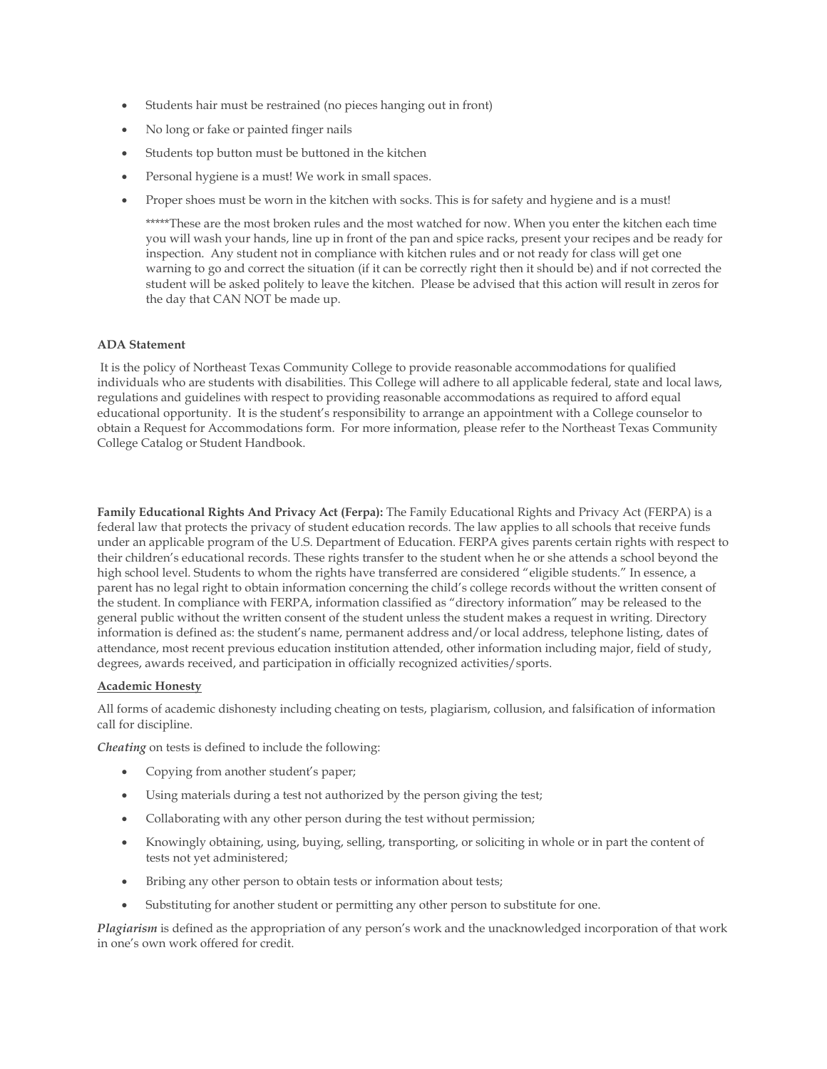- Students hair must be restrained (no pieces hanging out in front)
- No long or fake or painted finger nails
- Students top button must be buttoned in the kitchen
- Personal hygiene is a must! We work in small spaces.
- Proper shoes must be worn in the kitchen with socks. This is for safety and hygiene and is a must!

  *****These are the most broken rules and the most watched for now. When you enter the kitchen each time you will wash your hands, line up in front of the pan and spice racks, present your recipes and be ready for inspection. Any student not in compliance with kitchen rules and or not ready for class will get one warning to go and correct the situation (if it can be correctly right then it should be) and if not corrected the student will be asked politely to leave the kitchen. Please be advised that this action will result in zeros for the day that CAN NOT be made up.

**ADA Statement**

It is the policy of Northeast Texas Community College to provide reasonable accommodations for qualified individuals who are students with disabilities. This College will adhere to all applicable federal, state and local laws, regulations and guidelines with respect to providing reasonable accommodations as required to afford equal educational opportunity. It is the student's responsibility to arrange an appointment with a College counselor to obtain a Request for Accommodations form. For more information, please refer to the Northeast Texas Community College Catalog or Student Handbook.

**Family Educational Rights And Privacy Act (Ferpa):** The Family Educational Rights and Privacy Act (FERPA) is a federal law that protects the privacy of student education records. The law applies to all schools that receive funds under an applicable program of the U.S. Department of Education. FERPA gives parents certain rights with respect to their children's educational records. These rights transfer to the student when he or she attends a school beyond the high school level. Students to whom the rights have transferred are considered "eligible students." In essence, a parent has no legal right to obtain information concerning the child's college records without the written consent of the student. In compliance with FERPA, information classified as "directory information" may be released to the general public without the written consent of the student unless the student makes a request in writing. Directory information is defined as: the student's name, permanent address and/or local address, telephone listing, dates of attendance, most recent previous education institution attended, other information including major, field of study, degrees, awards received, and participation in officially recognized activities/sports.

**Academic Honesty**

All forms of academic dishonesty including cheating on tests, plagiarism, collusion, and falsification of information call for discipline.

***Cheating*** on tests is defined to include the following:

- Copying from another student's paper;
- Using materials during a test not authorized by the person giving the test;
- Collaborating with any other person during the test without permission;
- Knowingly obtaining, using, buying, selling, transporting, or soliciting in whole or in part the content of tests not yet administered;
- Bribing any other person to obtain tests or information about tests;
- Substituting for another student or permitting any other person to substitute for one.

***Plagiarism*** is defined as the appropriation of any person's work and the unacknowledged incorporation of that work in one's own work offered for credit.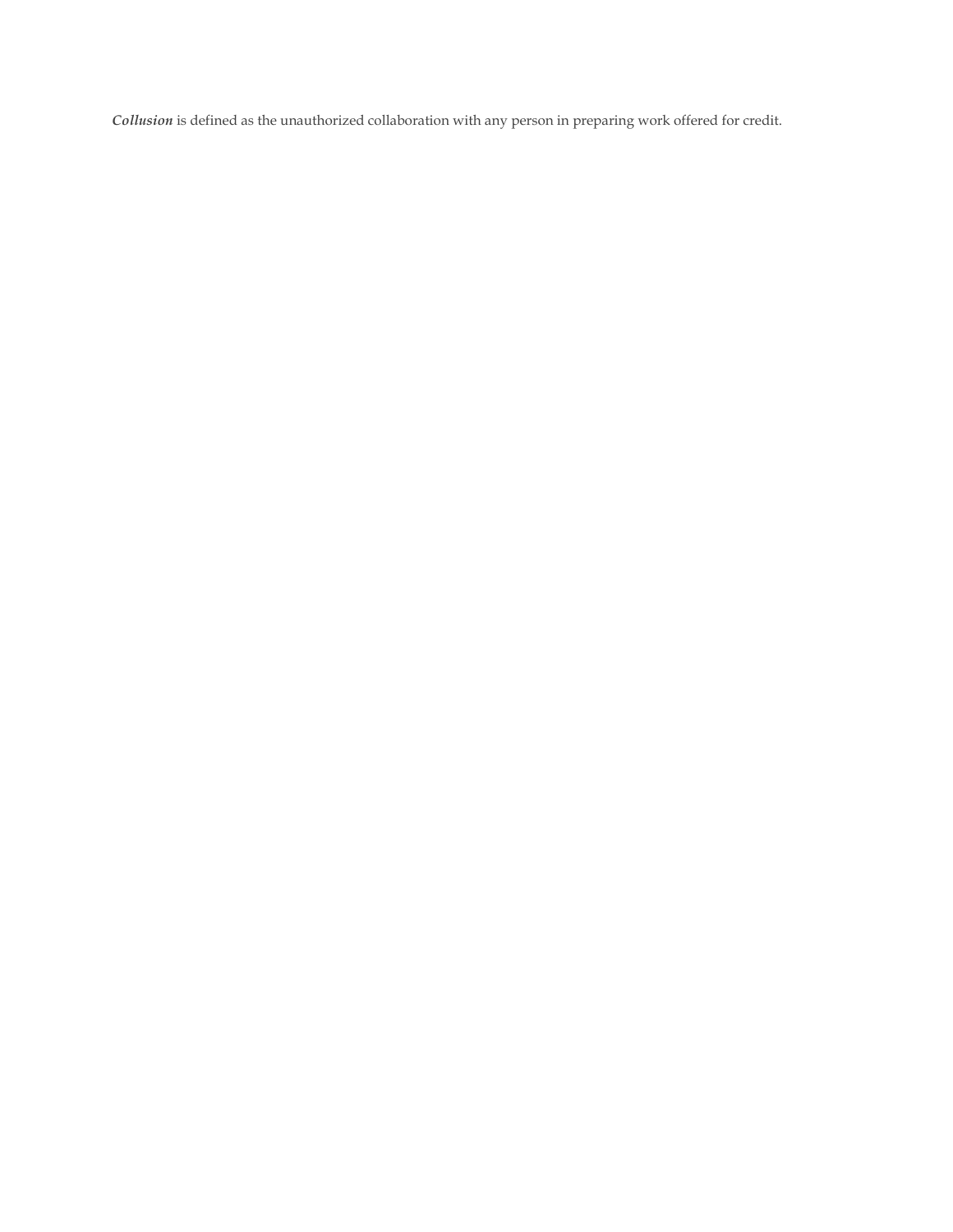***Collusion*** is defined as the unauthorized collaboration with any person in preparing work offered for credit.